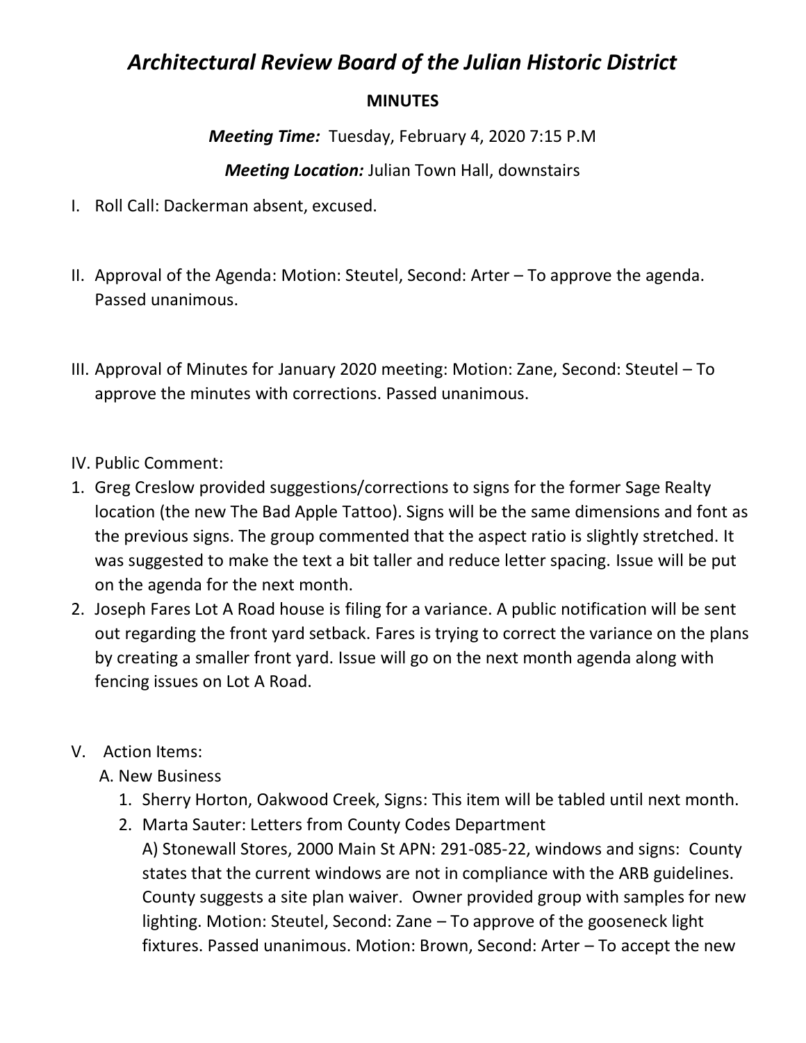# *Architectural Review Board of the Julian Historic District*

**MINUTES**

***Meeting Time:*** Tuesday, February 4, 2020 7:15 P.M

***Meeting Location:*** Julian Town Hall, downstairs

I. Roll Call: Dackerman absent, excused.

II. Approval of the Agenda: Motion: Steutel, Second: Arter – To approve the agenda. Passed unanimous.

III. Approval of Minutes for January 2020 meeting: Motion: Zane, Second: Steutel – To approve the minutes with corrections. Passed unanimous.

IV. Public Comment:

1. Greg Creslow provided suggestions/corrections to signs for the former Sage Realty location (the new The Bad Apple Tattoo). Signs will be the same dimensions and font as the previous signs. The group commented that the aspect ratio is slightly stretched. It was suggested to make the text a bit taller and reduce letter spacing. Issue will be put on the agenda for the next month.
2. Joseph Fares Lot A Road house is filing for a variance. A public notification will be sent out regarding the front yard setback. Fares is trying to correct the variance on the plans by creating a smaller front yard. Issue will go on the next month agenda along with fencing issues on Lot A Road.

V. Action Items:

A. New Business

1. Sherry Horton, Oakwood Creek, Signs: This item will be tabled until next month.
2. Marta Sauter: Letters from County Codes Department
   A) Stonewall Stores, 2000 Main St APN: 291-085-22, windows and signs: County states that the current windows are not in compliance with the ARB guidelines. County suggests a site plan waiver. Owner provided group with samples for new lighting. Motion: Steutel, Second: Zane – To approve of the gooseneck light fixtures. Passed unanimous. Motion: Brown, Second: Arter – To accept the new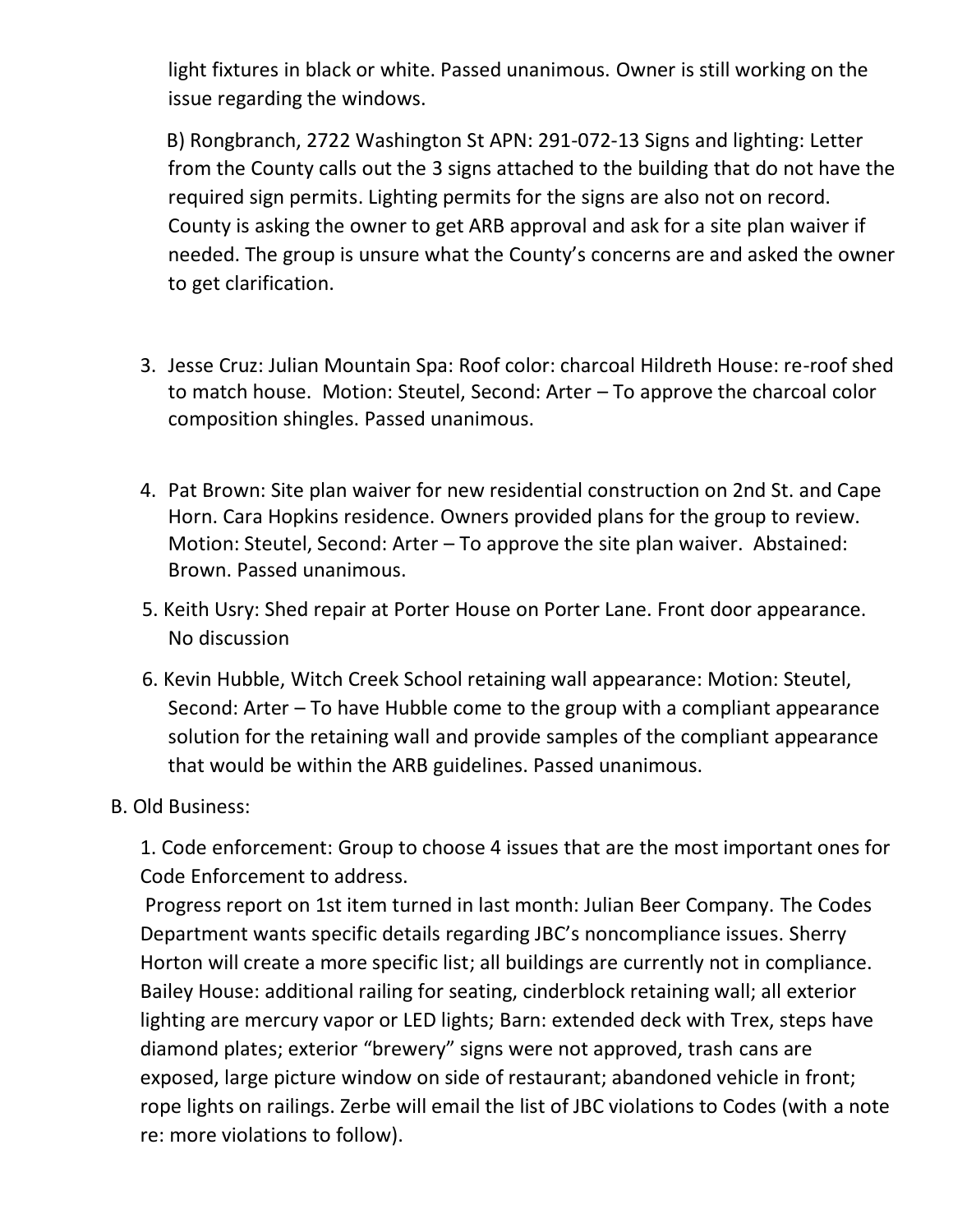light fixtures in black or white. Passed unanimous. Owner is still working on the issue regarding the windows.

B) Rongbranch, 2722 Washington St APN: 291-072-13 Signs and lighting: Letter from the County calls out the 3 signs attached to the building that do not have the required sign permits. Lighting permits for the signs are also not on record. County is asking the owner to get ARB approval and ask for a site plan waiver if needed. The group is unsure what the County's concerns are and asked the owner to get clarification.

3. Jesse Cruz: Julian Mountain Spa: Roof color: charcoal Hildreth House: re-roof shed to match house. Motion: Steutel, Second: Arter – To approve the charcoal color composition shingles. Passed unanimous.

4. Pat Brown: Site plan waiver for new residential construction on 2nd St. and Cape Horn. Cara Hopkins residence. Owners provided plans for the group to review. Motion: Steutel, Second: Arter – To approve the site plan waiver. Abstained: Brown. Passed unanimous.

5. Keith Usry: Shed repair at Porter House on Porter Lane. Front door appearance. No discussion

6. Kevin Hubble, Witch Creek School retaining wall appearance: Motion: Steutel, Second: Arter – To have Hubble come to the group with a compliant appearance solution for the retaining wall and provide samples of the compliant appearance that would be within the ARB guidelines. Passed unanimous.

B. Old Business:

1. Code enforcement: Group to choose 4 issues that are the most important ones for Code Enforcement to address.

Progress report on 1st item turned in last month: Julian Beer Company. The Codes Department wants specific details regarding JBC's noncompliance issues. Sherry Horton will create a more specific list; all buildings are currently not in compliance. Bailey House: additional railing for seating, cinderblock retaining wall; all exterior lighting are mercury vapor or LED lights; Barn: extended deck with Trex, steps have diamond plates; exterior "brewery" signs were not approved, trash cans are exposed, large picture window on side of restaurant; abandoned vehicle in front; rope lights on railings. Zerbe will email the list of JBC violations to Codes (with a note re: more violations to follow).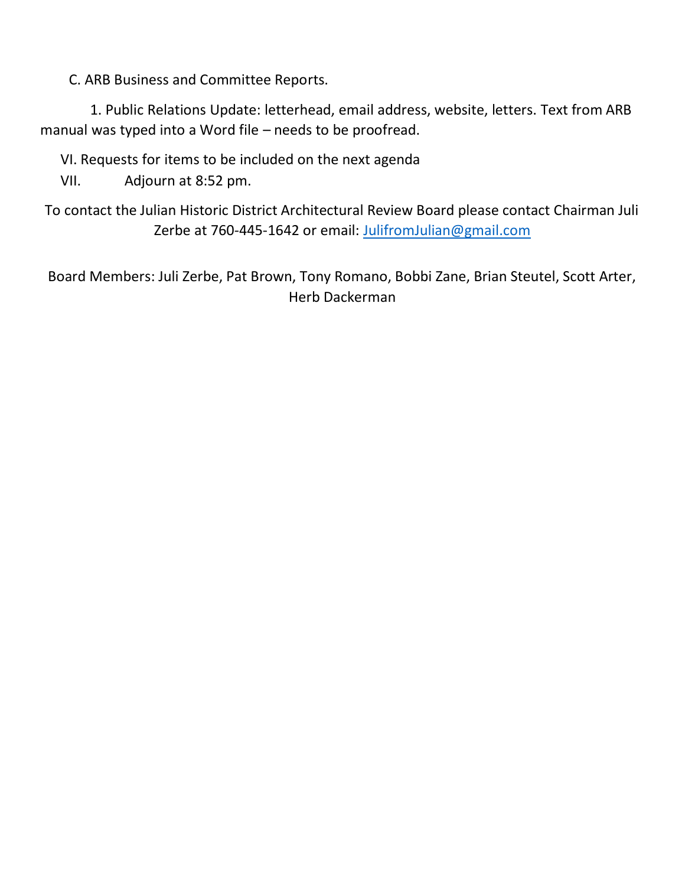C. ARB Business and Committee Reports.

1. Public Relations Update: letterhead, email address, website, letters. Text from ARB manual was typed into a Word file – needs to be proofread.

VI. Requests for items to be included on the next agenda

VII. Adjourn at 8:52 pm.

To contact the Julian Historic District Architectural Review Board please contact Chairman Juli Zerbe at 760-445-1642 or email: JulifromJulian@gmail.com

Board Members: Juli Zerbe, Pat Brown, Tony Romano, Bobbi Zane, Brian Steutel, Scott Arter, Herb Dackerman